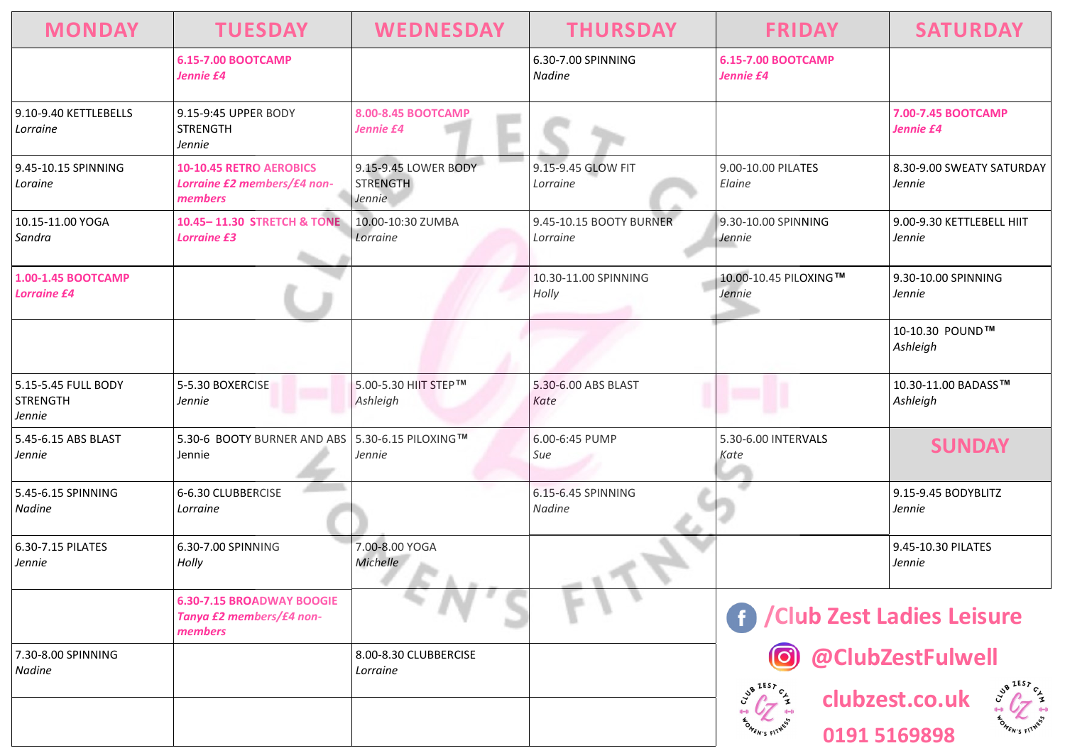| MONDAY | TUESDAY | WEDNESDAY | THURSDAY | FRIDAY | SATURDAY |
|---|---|---|---|---|---|
| | **6.15-7.00 BOOTCAMP** ***Jennie £4*** | | 6.30-7.00 SPINNING *Nadine* | **6.15-7.00 BOOTCAMP** ***Jennie £4*** | |
| 9.10-9.40 KETTLEBELLS *Lorraine* | 9.15-9:45 UPPER BODY STRENGTH *Jennie* | **8.00-8.45 BOOTCAMP** ***Jennie £4*** | | | **7.00-7.45 BOOTCAMP** ***Jennie £4*** |
| 9.45-10.15 SPINNING *Loraine* | **10-10.45 RETRO AEROBICS** ***Lorraine £2 members/£4 non-members*** | 9.15-9.45 LOWER BODY STRENGTH *Jennie* | 9.15-9.45 GLOW FIT *Lorraine* | 9.00-10.00 PILATES *Elaine* | 8.30-9.00 SWEATY SATURDAY *Jennie* |
| 10.15-11.00 YOGA *Sandra* | **10.45– 11.30 STRETCH & TONE** ***Lorraine £3*** | 10.00-10:30 ZUMBA *Lorraine* | 9.45-10.15 BOOTY BURNER *Lorraine* | 9.30-10.00 SPINNING *Jennie* | 9.00-9.30 KETTLEBELL HIIT *Jennie* |
| **1.00-1.45 BOOTCAMP** ***Lorraine £4*** | | | 10.30-11.00 SPINNING *Holly* | 10.00-10.45 PILOXING™ *Jennie* | 9.30-10.00 SPINNING *Jennie* |
| | | | | | 10-10.30 POUND™ *Ashleigh* |
| 5.15-5.45 FULL BODY STRENGTH *Jennie* | 5-5.30 BOXERCISE *Jennie* | 5.00-5.30 HIIT STEP™ *Ashleigh* | 5.30-6.00 ABS BLAST *Kate* | | 10.30-11.00 BADASS™ *Ashleigh* |
| 5.45-6.15 ABS BLAST *Jennie* | 5.30-6 BOOTY BURNER AND ABS Jennie | 5.30-6.15 PILOXING™ *Jennie* | 6.00-6:45 PUMP *Sue* | 5.30-6.00 INTERVALS *Kate* | **SUNDAY** |
| 5.45-6.15 SPINNING *Nadine* | 6-6.30 CLUBBERCISE *Lorraine* | | 6.15-6.45 SPINNING *Nadine* | | 9.15-9.45 BODYBLITZ *Jennie* |
| 6.30-7.15 PILATES *Jennie* | 6.30-7.00 SPINNING *Holly* | 7.00-8.00 YOGA *Michelle* | | | 9.45-10.30 PILATES *Jennie* |
| | **6.30-7.15 BROADWAY BOOGIE** ***Tanya £2 members/£4 non-members*** | | | | |
| 7.30-8.00 SPINNING *Nadine* | | 8.00-8.30 CLUBBERCISE *Lorraine* | | | |
| | | | | | |

**/Club Zest Ladies Leisure**

**@ClubZestFulwell**

**clubzest.co.uk**

**0191 5169898**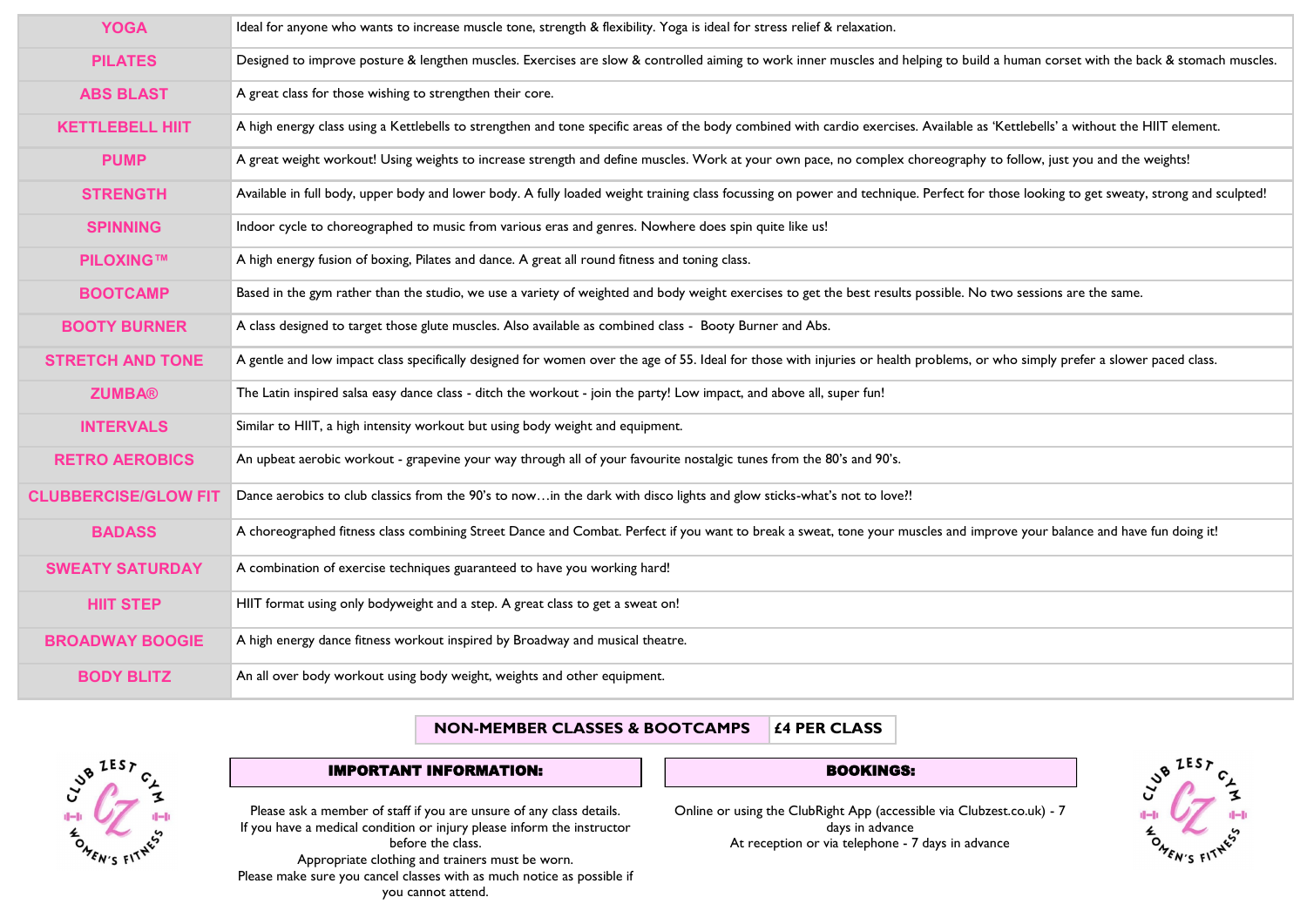| | |
|---|---|
| YOGA | Ideal for anyone who wants to increase muscle tone, strength & flexibility. Yoga is ideal for stress relief & relaxation. |
| PILATES | Designed to improve posture & lengthen muscles. Exercises are slow & controlled aiming to work inner muscles and helping to build a human corset with the back & stomach muscles. |
| ABS BLAST | A great class for those wishing to strengthen their core. |
| KETTLEBELL HIIT | A high energy class using a Kettlebells to strengthen and tone specific areas of the body combined with cardio exercises. Available as 'Kettlebells' a without the HIIT element. |
| PUMP | A great weight workout! Using weights to increase strength and define muscles. Work at your own pace, no complex choreography to follow, just you and the weights! |
| STRENGTH | Available in full body, upper body and lower body. A fully loaded weight training class focussing on power and technique. Perfect for those looking to get sweaty, strong and sculpted! |
| SPINNING | Indoor cycle to choreographed to music from various eras and genres. Nowhere does spin quite like us! |
| PILOXING™ | A high energy fusion of boxing, Pilates and dance. A great all round fitness and toning class. |
| BOOTCAMP | Based in the gym rather than the studio, we use a variety of weighted and body weight exercises to get the best results possible. No two sessions are the same. |
| BOOTY BURNER | A class designed to target those glute muscles. Also available as combined class - Booty Burner and Abs. |
| STRETCH AND TONE | A gentle and low impact class specifically designed for women over the age of 55. Ideal for those with injuries or health problems, or who simply prefer a slower paced class. |
| ZUMBA® | The Latin inspired salsa easy dance class - ditch the workout - join the party! Low impact, and above all, super fun! |
| INTERVALS | Similar to HIIT, a high intensity workout but using body weight and equipment. |
| RETRO AEROBICS | An upbeat aerobic workout - grapevine your way through all of your favourite nostalgic tunes from the 80's and 90's. |
| CLUBBERCISE/GLOW FIT | Dance aerobics to club classics from the 90's to now…in the dark with disco lights and glow sticks-what's not to love?! |
| BADASS | A choreographed fitness class combining Street Dance and Combat. Perfect if you want to break a sweat, tone your muscles and improve your balance and have fun doing it! |
| SWEATY SATURDAY | A combination of exercise techniques guaranteed to have you working hard! |
| HIIT STEP | HIIT format using only bodyweight and a step. A great class to get a sweat on! |
| BROADWAY BOOGIE | A high energy dance fitness workout inspired by Broadway and musical theatre. |
| BODY BLITZ | An all over body workout using body weight, weights and other equipment. |

| NON-MEMBER CLASSES & BOOTCAMPS | £4 PER CLASS |
|---|---|

CLUB ZEST GYM WOMEN'S FITNESS

**IMPORTANT INFORMATION:**

Please ask a member of staff if you are unsure of any class details.
If you have a medical condition or injury please inform the instructor before the class.
Appropriate clothing and trainers must be worn.
Please make sure you cancel classes with as much notice as possible if you cannot attend.

**BOOKINGS:**

Online or using the ClubRight App (accessible via Clubzest.co.uk) - 7 days in advance
At reception or via telephone - 7 days in advance

CLUB ZEST GYM WOMEN'S FITNESS